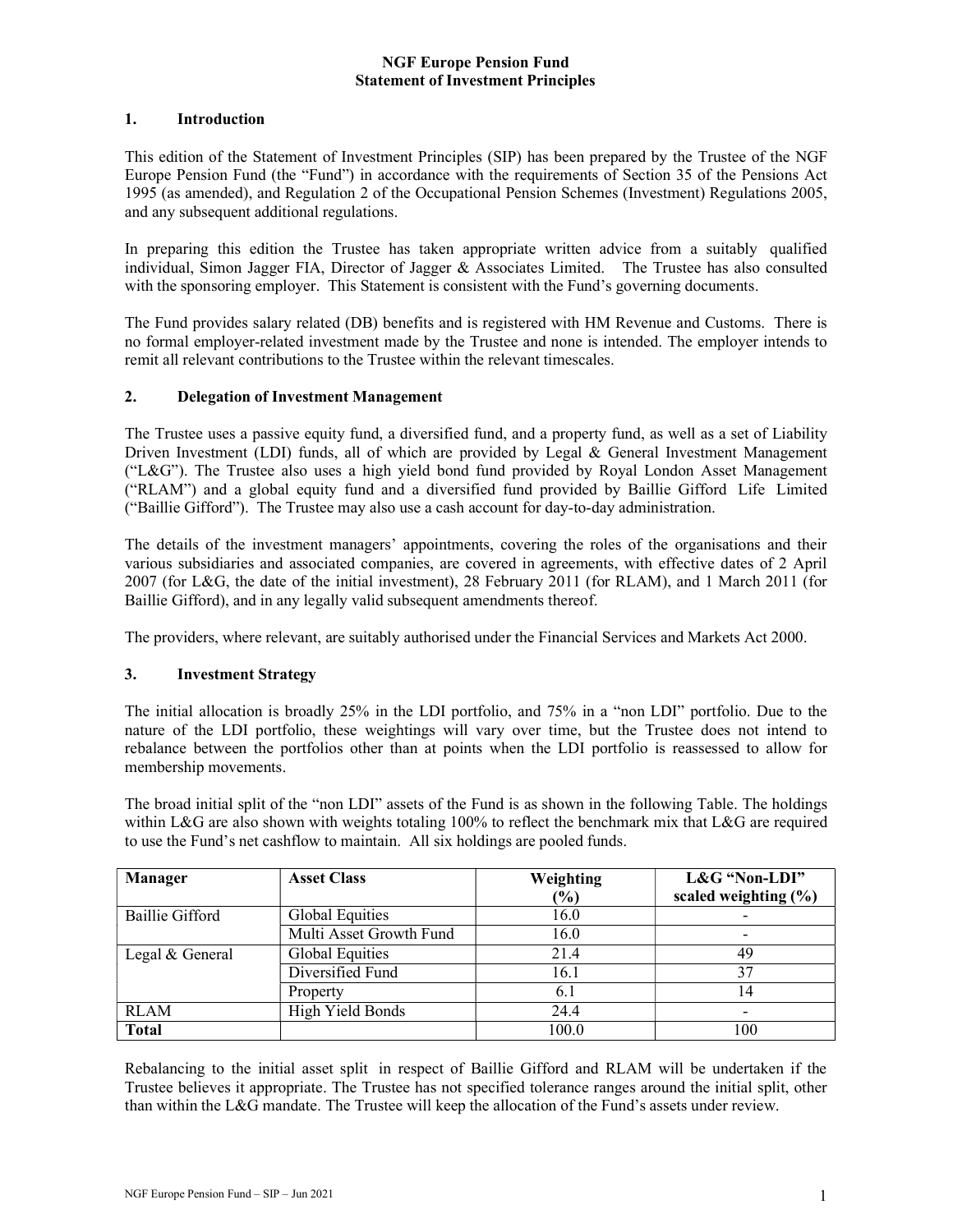# NGF Europe Pension Fund
# Statement of Investment Principles

## 1. Introduction

This edition of the Statement of Investment Principles (SIP) has been prepared by the Trustee of the NGF Europe Pension Fund (the "Fund") in accordance with the requirements of Section 35 of the Pensions Act 1995 (as amended), and Regulation 2 of the Occupational Pension Schemes (Investment) Regulations 2005, and any subsequent additional regulations.

In preparing this edition the Trustee has taken appropriate written advice from a suitably qualified individual, Simon Jagger FIA, Director of Jagger & Associates Limited. The Trustee has also consulted with the sponsoring employer. This Statement is consistent with the Fund's governing documents.

The Fund provides salary related (DB) benefits and is registered with HM Revenue and Customs. There is no formal employer-related investment made by the Trustee and none is intended. The employer intends to remit all relevant contributions to the Trustee within the relevant timescales.

## 2. Delegation of Investment Management

The Trustee uses a passive equity fund, a diversified fund, and a property fund, as well as a set of Liability Driven Investment (LDI) funds, all of which are provided by Legal & General Investment Management ("L&G"). The Trustee also uses a high yield bond fund provided by Royal London Asset Management ("RLAM") and a global equity fund and a diversified fund provided by Baillie Gifford Life Limited ("Baillie Gifford"). The Trustee may also use a cash account for day-to-day administration.

The details of the investment managers' appointments, covering the roles of the organisations and their various subsidiaries and associated companies, are covered in agreements, with effective dates of 2 April 2007 (for L&G, the date of the initial investment), 28 February 2011 (for RLAM), and 1 March 2011 (for Baillie Gifford), and in any legally valid subsequent amendments thereof.

The providers, where relevant, are suitably authorised under the Financial Services and Markets Act 2000.

## 3. Investment Strategy

The initial allocation is broadly 25% in the LDI portfolio, and 75% in a "non LDI" portfolio. Due to the nature of the LDI portfolio, these weightings will vary over time, but the Trustee does not intend to rebalance between the portfolios other than at points when the LDI portfolio is reassessed to allow for membership movements.

The broad initial split of the "non LDI" assets of the Fund is as shown in the following Table. The holdings within L&G are also shown with weights totaling 100% to reflect the benchmark mix that L&G are required to use the Fund's net cashflow to maintain. All six holdings are pooled funds.

| Manager | Asset Class | Weighting (%) | L&G "Non-LDI" scaled weighting (%) |
|---|---|---|---|
| Baillie Gifford | Global Equities | 16.0 | - |
| | Multi Asset Growth Fund | 16.0 | - |
| Legal & General | Global Equities | 21.4 | 49 |
| | Diversified Fund | 16.1 | 37 |
| | Property | 6.1 | 14 |
| RLAM | High Yield Bonds | 24.4 | - |
| **Total** | | 100.0 | 100 |

Rebalancing to the initial asset split in respect of Baillie Gifford and RLAM will be undertaken if the Trustee believes it appropriate. The Trustee has not specified tolerance ranges around the initial split, other than within the L&G mandate. The Trustee will keep the allocation of the Fund's assets under review.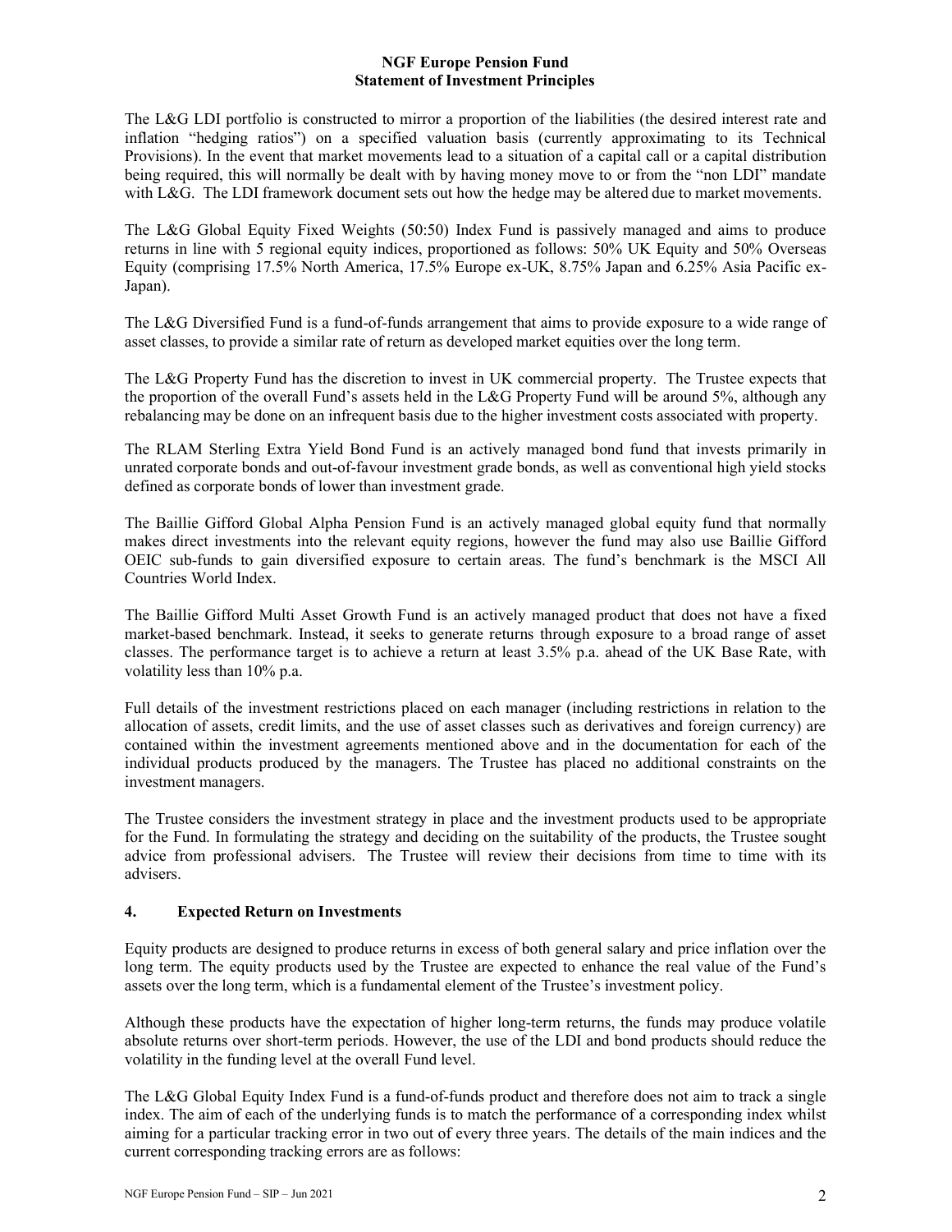The L&G LDI portfolio is constructed to mirror a proportion of the liabilities (the desired interest rate and inflation "hedging ratios") on a specified valuation basis (currently approximating to its Technical Provisions). In the event that market movements lead to a situation of a capital call or a capital distribution being required, this will normally be dealt with by having money move to or from the "non LDI" mandate with L&G. The LDI framework document sets out how the hedge may be altered due to market movements.

The L&G Global Equity Fixed Weights (50:50) Index Fund is passively managed and aims to produce returns in line with 5 regional equity indices, proportioned as follows: 50% UK Equity and 50% Overseas Equity (comprising 17.5% North America, 17.5% Europe ex-UK, 8.75% Japan and 6.25% Asia Pacific ex-Japan).

The L&G Diversified Fund is a fund-of-funds arrangement that aims to provide exposure to a wide range of asset classes, to provide a similar rate of return as developed market equities over the long term.

The L&G Property Fund has the discretion to invest in UK commercial property. The Trustee expects that the proportion of the overall Fund's assets held in the L&G Property Fund will be around 5%, although any rebalancing may be done on an infrequent basis due to the higher investment costs associated with property.

The RLAM Sterling Extra Yield Bond Fund is an actively managed bond fund that invests primarily in unrated corporate bonds and out-of-favour investment grade bonds, as well as conventional high yield stocks defined as corporate bonds of lower than investment grade.

The Baillie Gifford Global Alpha Pension Fund is an actively managed global equity fund that normally makes direct investments into the relevant equity regions, however the fund may also use Baillie Gifford OEIC sub-funds to gain diversified exposure to certain areas. The fund's benchmark is the MSCI All Countries World Index.

The Baillie Gifford Multi Asset Growth Fund is an actively managed product that does not have a fixed market-based benchmark. Instead, it seeks to generate returns through exposure to a broad range of asset classes. The performance target is to achieve a return at least 3.5% p.a. ahead of the UK Base Rate, with volatility less than 10% p.a.

Full details of the investment restrictions placed on each manager (including restrictions in relation to the allocation of assets, credit limits, and the use of asset classes such as derivatives and foreign currency) are contained within the investment agreements mentioned above and in the documentation for each of the individual products produced by the managers. The Trustee has placed no additional constraints on the investment managers.

The Trustee considers the investment strategy in place and the investment products used to be appropriate for the Fund. In formulating the strategy and deciding on the suitability of the products, the Trustee sought advice from professional advisers. The Trustee will review their decisions from time to time with its advisers.

## 4. Expected Return on Investments

Equity products are designed to produce returns in excess of both general salary and price inflation over the long term. The equity products used by the Trustee are expected to enhance the real value of the Fund's assets over the long term, which is a fundamental element of the Trustee's investment policy.

Although these products have the expectation of higher long-term returns, the funds may produce volatile absolute returns over short-term periods. However, the use of the LDI and bond products should reduce the volatility in the funding level at the overall Fund level.

The L&G Global Equity Index Fund is a fund-of-funds product and therefore does not aim to track a single index. The aim of each of the underlying funds is to match the performance of a corresponding index whilst aiming for a particular tracking error in two out of every three years. The details of the main indices and the current corresponding tracking errors are as follows: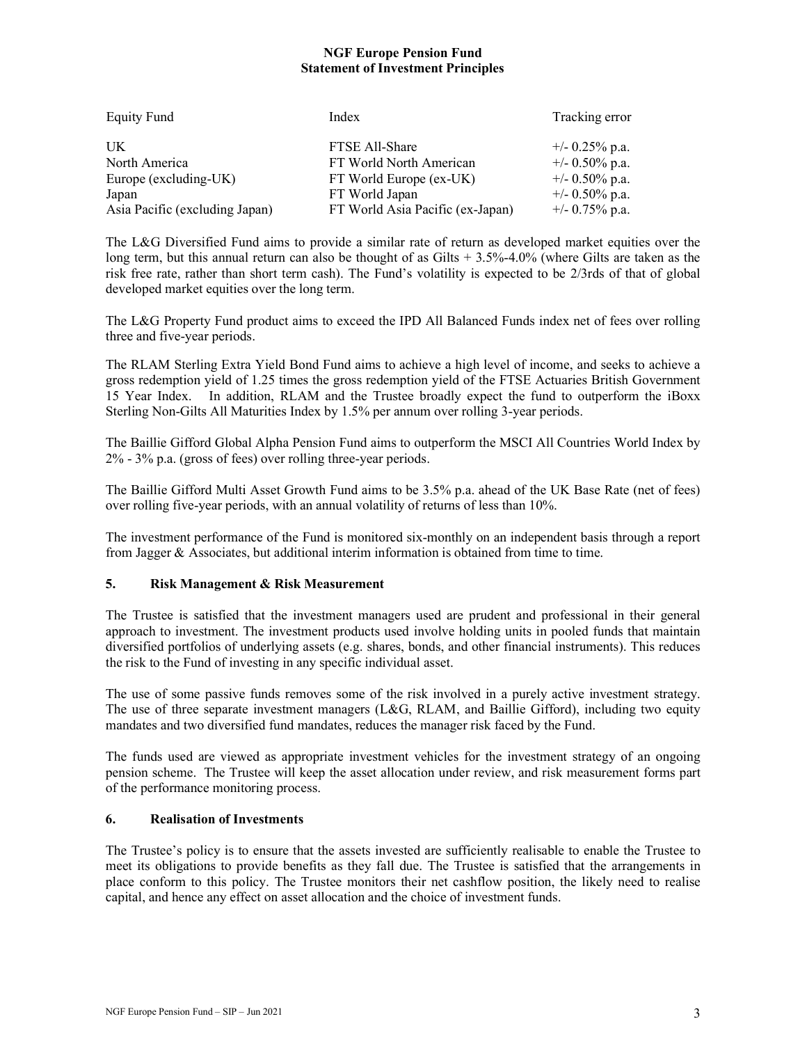| Equity Fund | Index | Tracking error |
| --- | --- | --- |
| UK | FTSE All-Share | +/- 0.25% p.a. |
| North America | FT World North American | +/- 0.50% p.a. |
| Europe (excluding-UK) | FT World Europe (ex-UK) | +/- 0.50% p.a. |
| Japan | FT World Japan | +/- 0.50% p.a. |
| Asia Pacific (excluding Japan) | FT World Asia Pacific (ex-Japan) | +/- 0.75% p.a. |

The L&G Diversified Fund aims to provide a similar rate of return as developed market equities over the long term, but this annual return can also be thought of as Gilts + 3.5%-4.0% (where Gilts are taken as the risk free rate, rather than short term cash). The Fund's volatility is expected to be 2/3rds of that of global developed market equities over the long term.

The L&G Property Fund product aims to exceed the IPD All Balanced Funds index net of fees over rolling three and five-year periods.

The RLAM Sterling Extra Yield Bond Fund aims to achieve a high level of income, and seeks to achieve a gross redemption yield of 1.25 times the gross redemption yield of the FTSE Actuaries British Government 15 Year Index. In addition, RLAM and the Trustee broadly expect the fund to outperform the iBoxx Sterling Non-Gilts All Maturities Index by 1.5% per annum over rolling 3-year periods.

The Baillie Gifford Global Alpha Pension Fund aims to outperform the MSCI All Countries World Index by 2% - 3% p.a. (gross of fees) over rolling three-year periods.

The Baillie Gifford Multi Asset Growth Fund aims to be 3.5% p.a. ahead of the UK Base Rate (net of fees) over rolling five-year periods, with an annual volatility of returns of less than 10%.

The investment performance of the Fund is monitored six-monthly on an independent basis through a report from Jagger & Associates, but additional interim information is obtained from time to time.

## 5. Risk Management & Risk Measurement

The Trustee is satisfied that the investment managers used are prudent and professional in their general approach to investment. The investment products used involve holding units in pooled funds that maintain diversified portfolios of underlying assets (e.g. shares, bonds, and other financial instruments). This reduces the risk to the Fund of investing in any specific individual asset.

The use of some passive funds removes some of the risk involved in a purely active investment strategy. The use of three separate investment managers (L&G, RLAM, and Baillie Gifford), including two equity mandates and two diversified fund mandates, reduces the manager risk faced by the Fund.

The funds used are viewed as appropriate investment vehicles for the investment strategy of an ongoing pension scheme. The Trustee will keep the asset allocation under review, and risk measurement forms part of the performance monitoring process.

## 6. Realisation of Investments

The Trustee's policy is to ensure that the assets invested are sufficiently realisable to enable the Trustee to meet its obligations to provide benefits as they fall due. The Trustee is satisfied that the arrangements in place conform to this policy. The Trustee monitors their net cashflow position, the likely need to realise capital, and hence any effect on asset allocation and the choice of investment funds.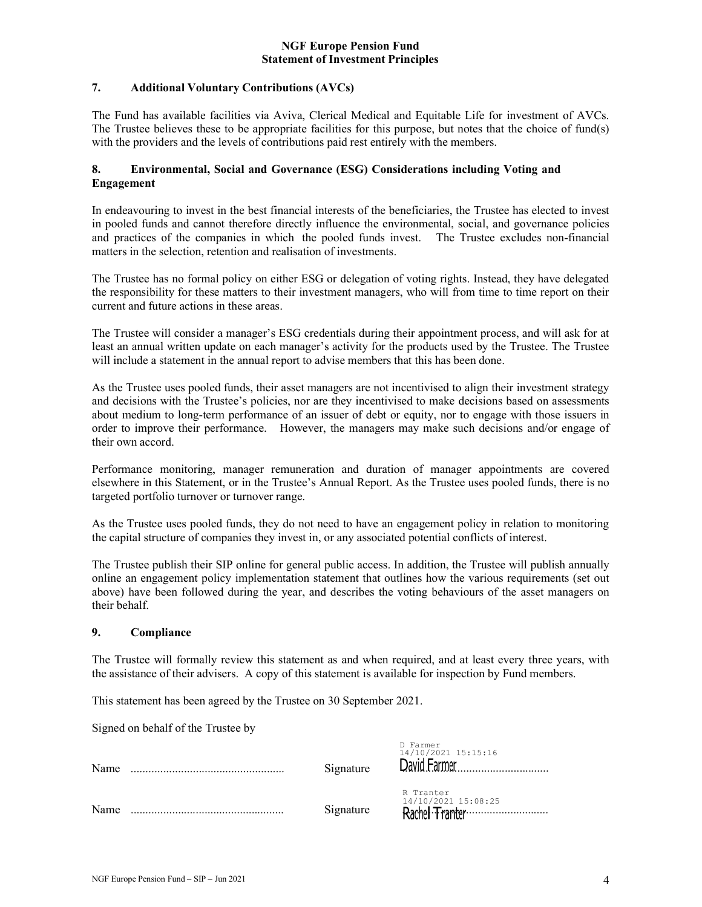## 7. Additional Voluntary Contributions (AVCs)

The Fund has available facilities via Aviva, Clerical Medical and Equitable Life for investment of AVCs. The Trustee believes these to be appropriate facilities for this purpose, but notes that the choice of fund(s) with the providers and the levels of contributions paid rest entirely with the members.

## 8. Environmental, Social and Governance (ESG) Considerations including Voting and Engagement

In endeavouring to invest in the best financial interests of the beneficiaries, the Trustee has elected to invest in pooled funds and cannot therefore directly influence the environmental, social, and governance policies and practices of the companies in which the pooled funds invest. The Trustee excludes non-financial matters in the selection, retention and realisation of investments.

The Trustee has no formal policy on either ESG or delegation of voting rights. Instead, they have delegated the responsibility for these matters to their investment managers, who will from time to time report on their current and future actions in these areas.

The Trustee will consider a manager's ESG credentials during their appointment process, and will ask for at least an annual written update on each manager's activity for the products used by the Trustee. The Trustee will include a statement in the annual report to advise members that this has been done.

As the Trustee uses pooled funds, their asset managers are not incentivised to align their investment strategy and decisions with the Trustee's policies, nor are they incentivised to make decisions based on assessments about medium to long-term performance of an issuer of debt or equity, nor to engage with those issuers in order to improve their performance. However, the managers may make such decisions and/or engage of their own accord.

Performance monitoring, manager remuneration and duration of manager appointments are covered elsewhere in this Statement, or in the Trustee's Annual Report. As the Trustee uses pooled funds, there is no targeted portfolio turnover or turnover range.

As the Trustee uses pooled funds, they do not need to have an engagement policy in relation to monitoring the capital structure of companies they invest in, or any associated potential conflicts of interest.

The Trustee publish their SIP online for general public access. In addition, the Trustee will publish annually online an engagement policy implementation statement that outlines how the various requirements (set out above) have been followed during the year, and describes the voting behaviours of the asset managers on their behalf.

## 9. Compliance

The Trustee will formally review this statement as and when required, and at least every three years, with the assistance of their advisers. A copy of this statement is available for inspection by Fund members.

This statement has been agreed by the Trustee on 30 September 2021.

Signed on behalf of the Trustee by

Name .................................................... Signature D Farmer 14/10/2021 15:15:16 David Farmer

Name .................................................... Signature R Tranter 14/10/2021 15:08:25 Rachel Tranter